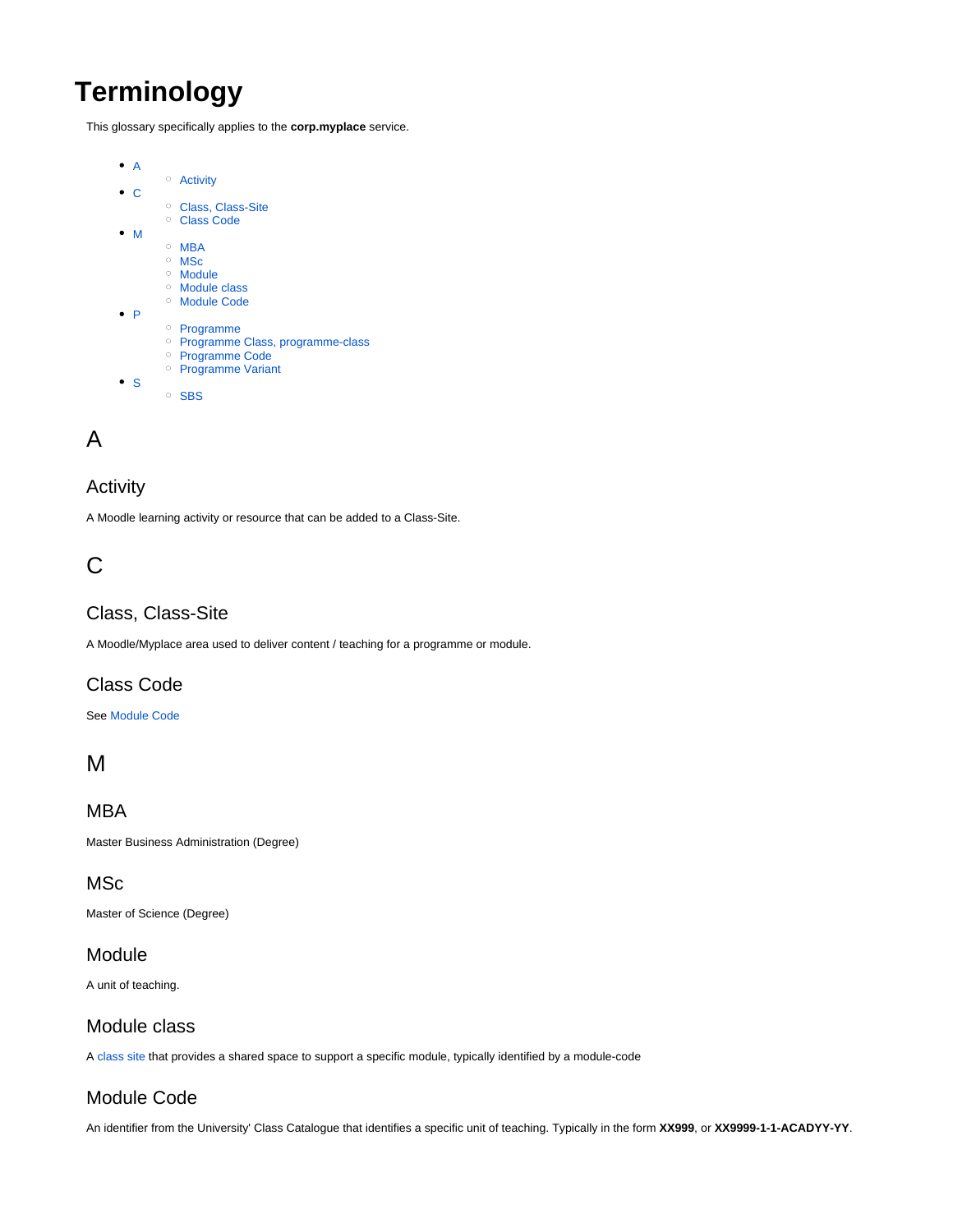# Terminology

This glossary specifically applies to the **corp.myplace** service.

- A
    - Activity
- C
    - Class, Class-Site
    - Class Code
- M
    - MBA
    - MSc
    - Module
    - Module class
    - Module Code
- P
    - Programme
    - Programme Class, programme-class
    - Programme Code
    - Programme Variant
- S
    - SBS

## A

### Activity

A Moodle learning activity or resource that can be added to a Class-Site.

## C

### Class, Class-Site

A Moodle/Myplace area used to deliver content / teaching for a programme or module.

### Class Code

See Module Code

## M

### MBA

Master Business Administration (Degree)

### MSc

Master of Science (Degree)

### Module

A unit of teaching.

### Module class

A class site that provides a shared space to support a specific module, typically identified by a module-code

### Module Code

An identifier from the University' Class Catalogue that identifies a specific unit of teaching. Typically in the form **XX999**, or **XX9999-1-1-ACADYY-YY**.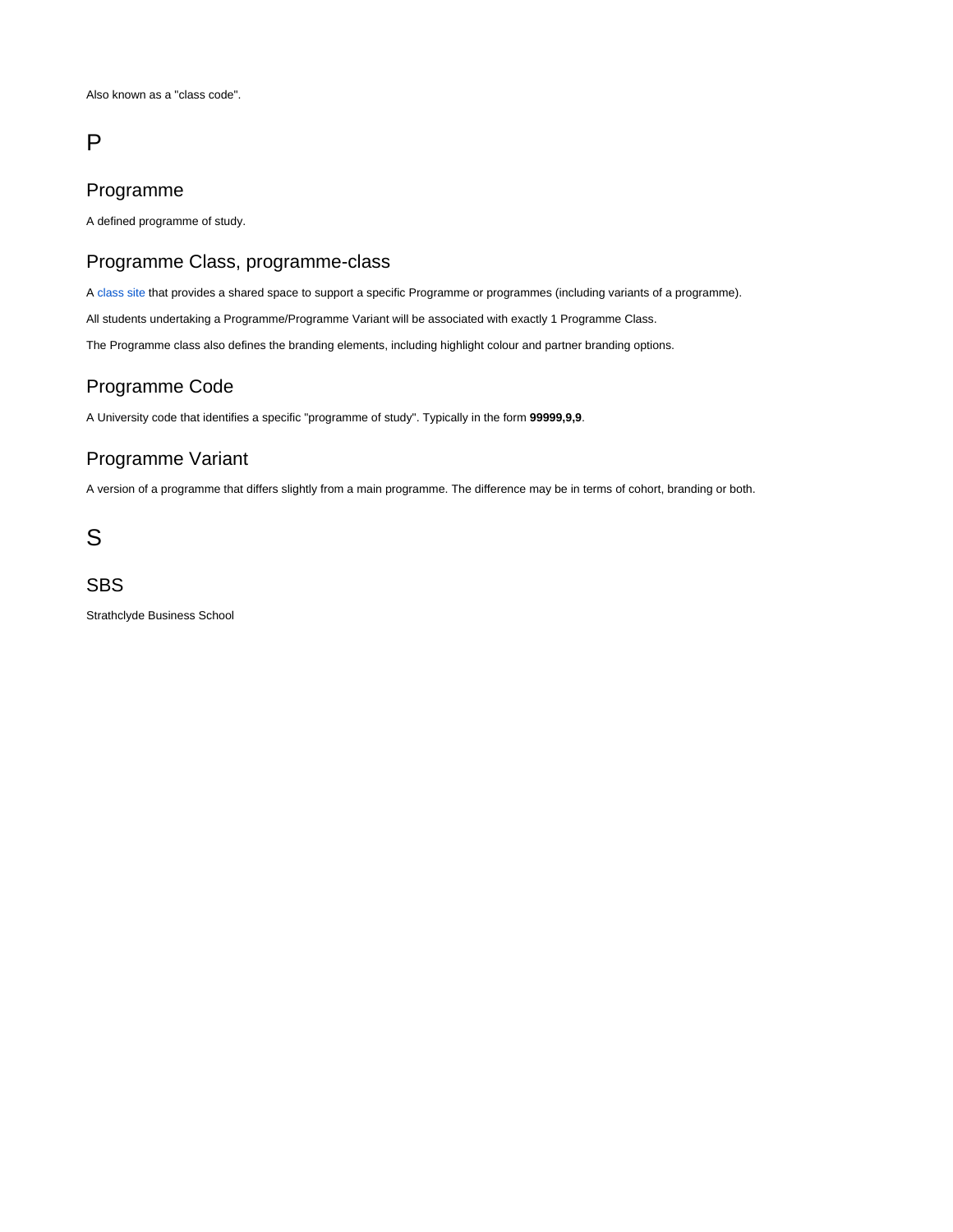Also known as a "class code".

# P

## Programme

A defined programme of study.

## Programme Class, programme-class

A class site that provides a shared space to support a specific Programme or programmes (including variants of a programme).

All students undertaking a Programme/Programme Variant will be associated with exactly 1 Programme Class.

The Programme class also defines the branding elements, including highlight colour and partner branding options.

## Programme Code

A University code that identifies a specific "programme of study". Typically in the form **99999,9,9**.

## Programme Variant

A version of a programme that differs slightly from a main programme. The difference may be in terms of cohort, branding or both.

# S

## SBS

Strathclyde Business School